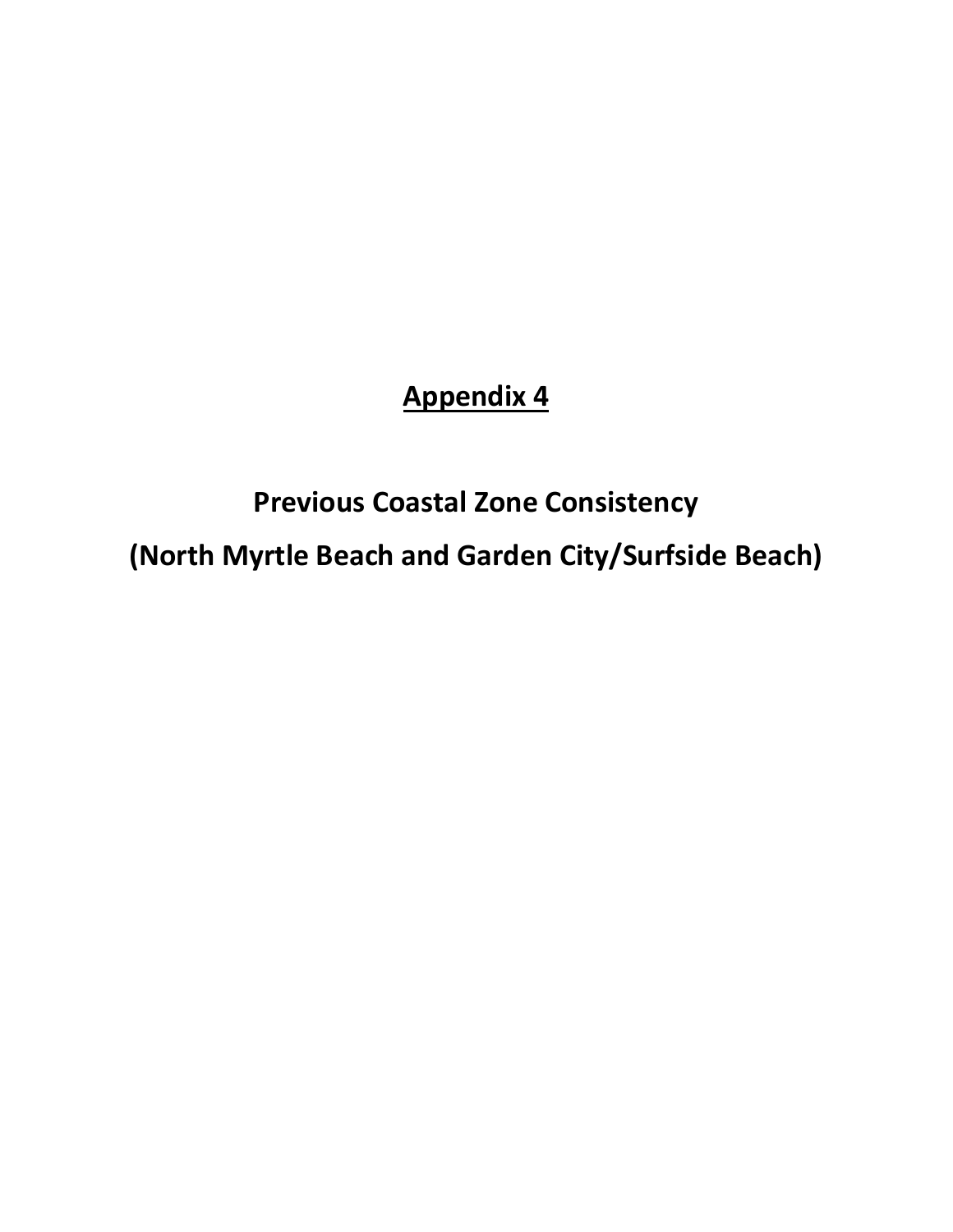# Appendix 4

## Previous Coastal Zone Consistency

## (North Myrtle Beach and Garden City/Surfside Beach)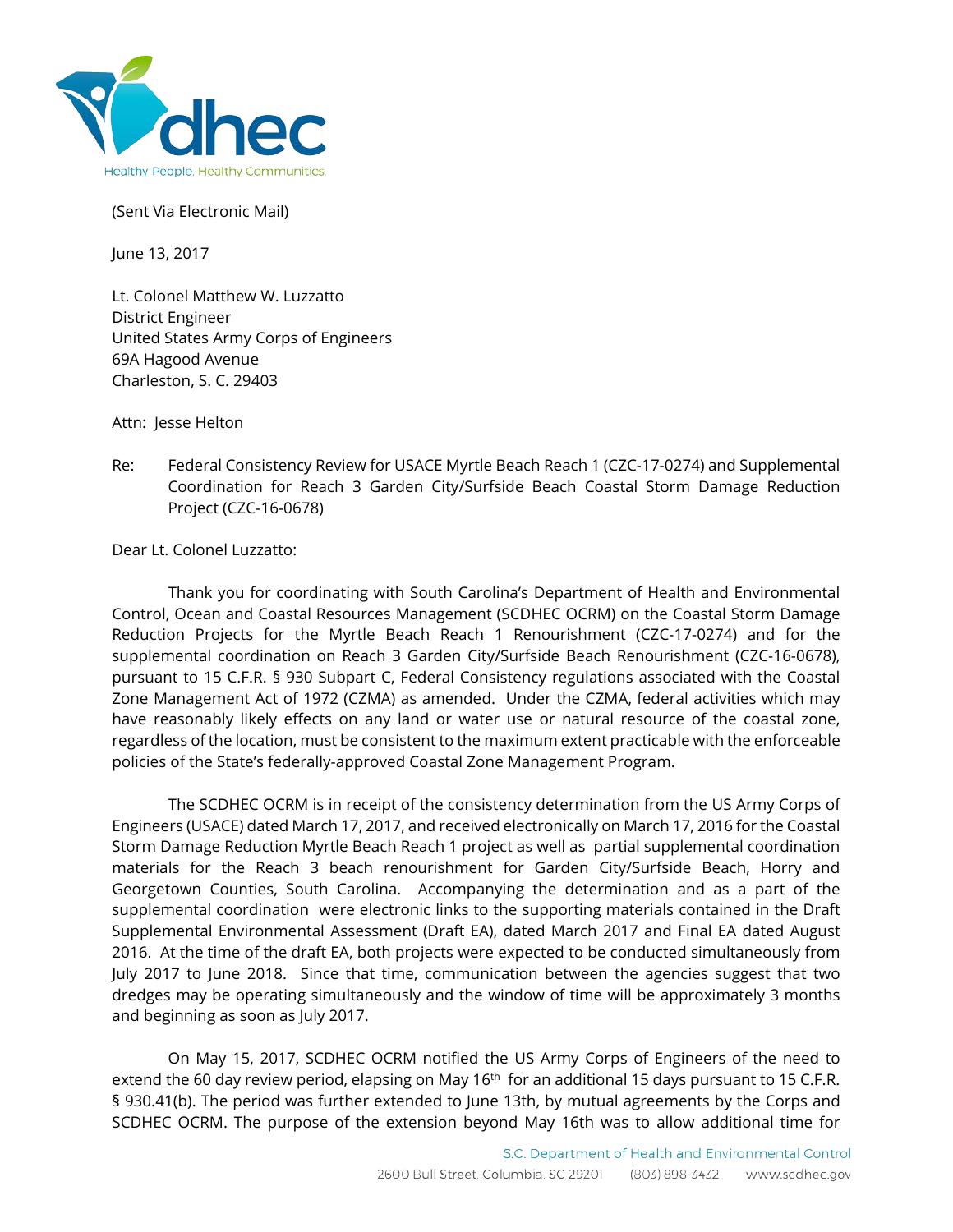(Sent Via Electronic Mail)

June 13, 2017

Lt. Colonel Matthew W. Luzzatto
District Engineer
United States Army Corps of Engineers
69A Hagood Avenue
Charleston, S. C. 29403

Attn: Jesse Helton

Re: Federal Consistency Review for USACE Myrtle Beach Reach 1 (CZC-17-0274) and Supplemental Coordination for Reach 3 Garden City/Surfside Beach Coastal Storm Damage Reduction Project (CZC-16-0678)

Dear Lt. Colonel Luzzatto:

Thank you for coordinating with South Carolina's Department of Health and Environmental Control, Ocean and Coastal Resources Management (SCDHEC OCRM) on the Coastal Storm Damage Reduction Projects for the Myrtle Beach Reach 1 Renourishment (CZC-17-0274) and for the supplemental coordination on Reach 3 Garden City/Surfside Beach Renourishment (CZC-16-0678), pursuant to 15 C.F.R. § 930 Subpart C, Federal Consistency regulations associated with the Coastal Zone Management Act of 1972 (CZMA) as amended. Under the CZMA, federal activities which may have reasonably likely effects on any land or water use or natural resource of the coastal zone, regardless of the location, must be consistent to the maximum extent practicable with the enforceable policies of the State's federally-approved Coastal Zone Management Program.

The SCDHEC OCRM is in receipt of the consistency determination from the US Army Corps of Engineers (USACE) dated March 17, 2017, and received electronically on March 17, 2016 for the Coastal Storm Damage Reduction Myrtle Beach Reach 1 project as well as partial supplemental coordination materials for the Reach 3 beach renourishment for Garden City/Surfside Beach, Horry and Georgetown Counties, South Carolina. Accompanying the determination and as a part of the supplemental coordination were electronic links to the supporting materials contained in the Draft Supplemental Environmental Assessment (Draft EA), dated March 2017 and Final EA dated August 2016. At the time of the draft EA, both projects were expected to be conducted simultaneously from July 2017 to June 2018. Since that time, communication between the agencies suggest that two dredges may be operating simultaneously and the window of time will be approximately 3 months and beginning as soon as July 2017.

On May 15, 2017, SCDHEC OCRM notified the US Army Corps of Engineers of the need to extend the 60 day review period, elapsing on May 16th for an additional 15 days pursuant to 15 C.F.R. § 930.41(b). The period was further extended to June 13th, by mutual agreements by the Corps and SCDHEC OCRM. The purpose of the extension beyond May 16th was to allow additional time for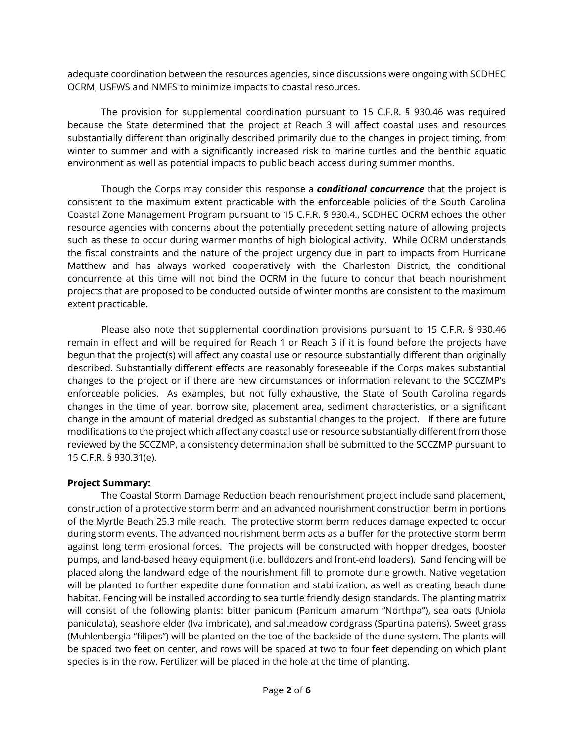adequate coordination between the resources agencies, since discussions were ongoing with SCDHEC OCRM, USFWS and NMFS to minimize impacts to coastal resources.

The provision for supplemental coordination pursuant to 15 C.F.R. § 930.46 was required because the State determined that the project at Reach 3 will affect coastal uses and resources substantially different than originally described primarily due to the changes in project timing, from winter to summer and with a significantly increased risk to marine turtles and the benthic aquatic environment as well as potential impacts to public beach access during summer months.

Though the Corps may consider this response a ***conditional concurrence*** that the project is consistent to the maximum extent practicable with the enforceable policies of the South Carolina Coastal Zone Management Program pursuant to 15 C.F.R. § 930.4., SCDHEC OCRM echoes the other resource agencies with concerns about the potentially precedent setting nature of allowing projects such as these to occur during warmer months of high biological activity. While OCRM understands the fiscal constraints and the nature of the project urgency due in part to impacts from Hurricane Matthew and has always worked cooperatively with the Charleston District, the conditional concurrence at this time will not bind the OCRM in the future to concur that beach nourishment projects that are proposed to be conducted outside of winter months are consistent to the maximum extent practicable.

Please also note that supplemental coordination provisions pursuant to 15 C.F.R. § 930.46 remain in effect and will be required for Reach 1 or Reach 3 if it is found before the projects have begun that the project(s) will affect any coastal use or resource substantially different than originally described. Substantially different effects are reasonably foreseeable if the Corps makes substantial changes to the project or if there are new circumstances or information relevant to the SCCZMP's enforceable policies. As examples, but not fully exhaustive, the State of South Carolina regards changes in the time of year, borrow site, placement area, sediment characteristics, or a significant change in the amount of material dredged as substantial changes to the project. If there are future modifications to the project which affect any coastal use or resource substantially different from those reviewed by the SCCZMP, a consistency determination shall be submitted to the SCCZMP pursuant to 15 C.F.R. § 930.31(e).

**Project Summary:**

The Coastal Storm Damage Reduction beach renourishment project include sand placement, construction of a protective storm berm and an advanced nourishment construction berm in portions of the Myrtle Beach 25.3 mile reach. The protective storm berm reduces damage expected to occur during storm events. The advanced nourishment berm acts as a buffer for the protective storm berm against long term erosional forces. The projects will be constructed with hopper dredges, booster pumps, and land-based heavy equipment (i.e. bulldozers and front-end loaders). Sand fencing will be placed along the landward edge of the nourishment fill to promote dune growth. Native vegetation will be planted to further expedite dune formation and stabilization, as well as creating beach dune habitat. Fencing will be installed according to sea turtle friendly design standards. The planting matrix will consist of the following plants: bitter panicum (Panicum amarum "Northpa"), sea oats (Uniola paniculata), seashore elder (Iva imbricate), and saltmeadow cordgrass (Spartina patens). Sweet grass (Muhlenbergia "filipes") will be planted on the toe of the backside of the dune system. The plants will be spaced two feet on center, and rows will be spaced at two to four feet depending on which plant species is in the row. Fertilizer will be placed in the hole at the time of planting.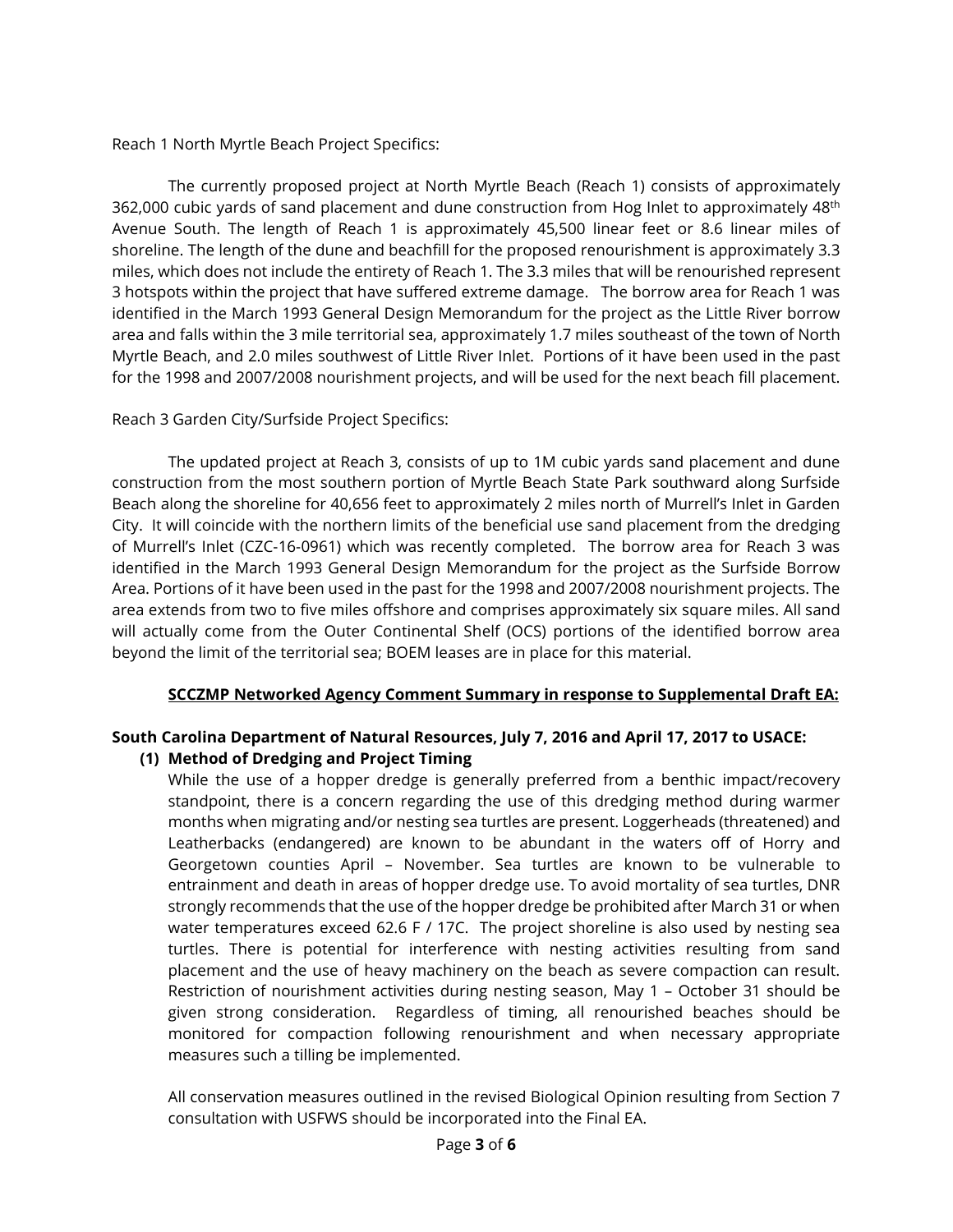Reach 1 North Myrtle Beach Project Specifics:

The currently proposed project at North Myrtle Beach (Reach 1) consists of approximately 362,000 cubic yards of sand placement and dune construction from Hog Inlet to approximately 48th Avenue South. The length of Reach 1 is approximately 45,500 linear feet or 8.6 linear miles of shoreline. The length of the dune and beachfill for the proposed renourishment is approximately 3.3 miles, which does not include the entirety of Reach 1. The 3.3 miles that will be renourished represent 3 hotspots within the project that have suffered extreme damage. The borrow area for Reach 1 was identified in the March 1993 General Design Memorandum for the project as the Little River borrow area and falls within the 3 mile territorial sea, approximately 1.7 miles southeast of the town of North Myrtle Beach, and 2.0 miles southwest of Little River Inlet. Portions of it have been used in the past for the 1998 and 2007/2008 nourishment projects, and will be used for the next beach fill placement.

Reach 3 Garden City/Surfside Project Specifics:

The updated project at Reach 3, consists of up to 1M cubic yards sand placement and dune construction from the most southern portion of Myrtle Beach State Park southward along Surfside Beach along the shoreline for 40,656 feet to approximately 2 miles north of Murrell's Inlet in Garden City. It will coincide with the northern limits of the beneficial use sand placement from the dredging of Murrell's Inlet (CZC-16-0961) which was recently completed. The borrow area for Reach 3 was identified in the March 1993 General Design Memorandum for the project as the Surfside Borrow Area. Portions of it have been used in the past for the 1998 and 2007/2008 nourishment projects. The area extends from two to five miles offshore and comprises approximately six square miles. All sand will actually come from the Outer Continental Shelf (OCS) portions of the identified borrow area beyond the limit of the territorial sea; BOEM leases are in place for this material.

**<u>SCCZMP Networked Agency Comment Summary in response to Supplemental Draft EA:</u>**

**South Carolina Department of Natural Resources, July 7, 2016 and April 17, 2017 to USACE:**

**(1) Method of Dredging and Project Timing**

While the use of a hopper dredge is generally preferred from a benthic impact/recovery standpoint, there is a concern regarding the use of this dredging method during warmer months when migrating and/or nesting sea turtles are present. Loggerheads (threatened) and Leatherbacks (endangered) are known to be abundant in the waters off of Horry and Georgetown counties April – November. Sea turtles are known to be vulnerable to entrainment and death in areas of hopper dredge use. To avoid mortality of sea turtles, DNR strongly recommends that the use of the hopper dredge be prohibited after March 31 or when water temperatures exceed 62.6 F / 17C. The project shoreline is also used by nesting sea turtles. There is potential for interference with nesting activities resulting from sand placement and the use of heavy machinery on the beach as severe compaction can result. Restriction of nourishment activities during nesting season, May 1 – October 31 should be given strong consideration. Regardless of timing, all renourished beaches should be monitored for compaction following renourishment and when necessary appropriate measures such a tilling be implemented.

All conservation measures outlined in the revised Biological Opinion resulting from Section 7 consultation with USFWS should be incorporated into the Final EA.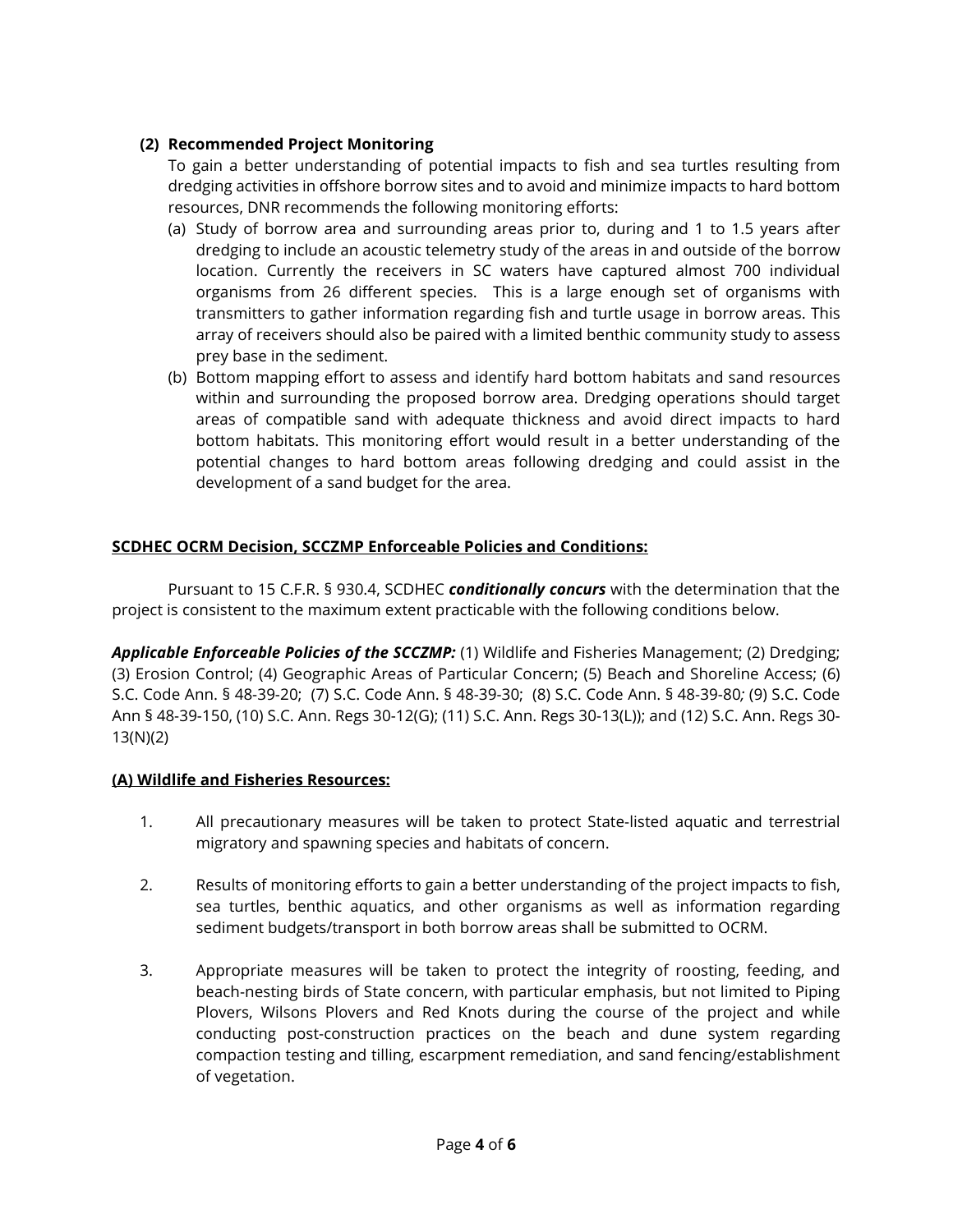**(2) Recommended Project Monitoring**

To gain a better understanding of potential impacts to fish and sea turtles resulting from dredging activities in offshore borrow sites and to avoid and minimize impacts to hard bottom resources, DNR recommends the following monitoring efforts:

(a) Study of borrow area and surrounding areas prior to, during and 1 to 1.5 years after dredging to include an acoustic telemetry study of the areas in and outside of the borrow location. Currently the receivers in SC waters have captured almost 700 individual organisms from 26 different species. This is a large enough set of organisms with transmitters to gather information regarding fish and turtle usage in borrow areas. This array of receivers should also be paired with a limited benthic community study to assess prey base in the sediment.

(b) Bottom mapping effort to assess and identify hard bottom habitats and sand resources within and surrounding the proposed borrow area. Dredging operations should target areas of compatible sand with adequate thickness and avoid direct impacts to hard bottom habitats. This monitoring effort would result in a better understanding of the potential changes to hard bottom areas following dredging and could assist in the development of a sand budget for the area.

**SCDHEC OCRM Decision, SCCZMP Enforceable Policies and Conditions:**

Pursuant to 15 C.F.R. § 930.4, SCDHEC ***conditionally concurs*** with the determination that the project is consistent to the maximum extent practicable with the following conditions below.

***Applicable Enforceable Policies of the SCCZMP:*** (1) Wildlife and Fisheries Management; (2) Dredging; (3) Erosion Control; (4) Geographic Areas of Particular Concern; (5) Beach and Shoreline Access; (6) S.C. Code Ann. § 48-39-20; (7) S.C. Code Ann. § 48-39-30; (8) S.C. Code Ann. § 48-39-80*;* (9) S.C. Code Ann § 48-39-150, (10) S.C. Ann. Regs 30-12(G); (11) S.C. Ann. Regs 30-13(L)); and (12) S.C. Ann. Regs 30-13(N)(2)

**(A) Wildlife and Fisheries Resources:**

1. All precautionary measures will be taken to protect State-listed aquatic and terrestrial migratory and spawning species and habitats of concern.

2. Results of monitoring efforts to gain a better understanding of the project impacts to fish, sea turtles, benthic aquatics, and other organisms as well as information regarding sediment budgets/transport in both borrow areas shall be submitted to OCRM.

3. Appropriate measures will be taken to protect the integrity of roosting, feeding, and beach-nesting birds of State concern, with particular emphasis, but not limited to Piping Plovers, Wilsons Plovers and Red Knots during the course of the project and while conducting post-construction practices on the beach and dune system regarding compaction testing and tilling, escarpment remediation, and sand fencing/establishment of vegetation.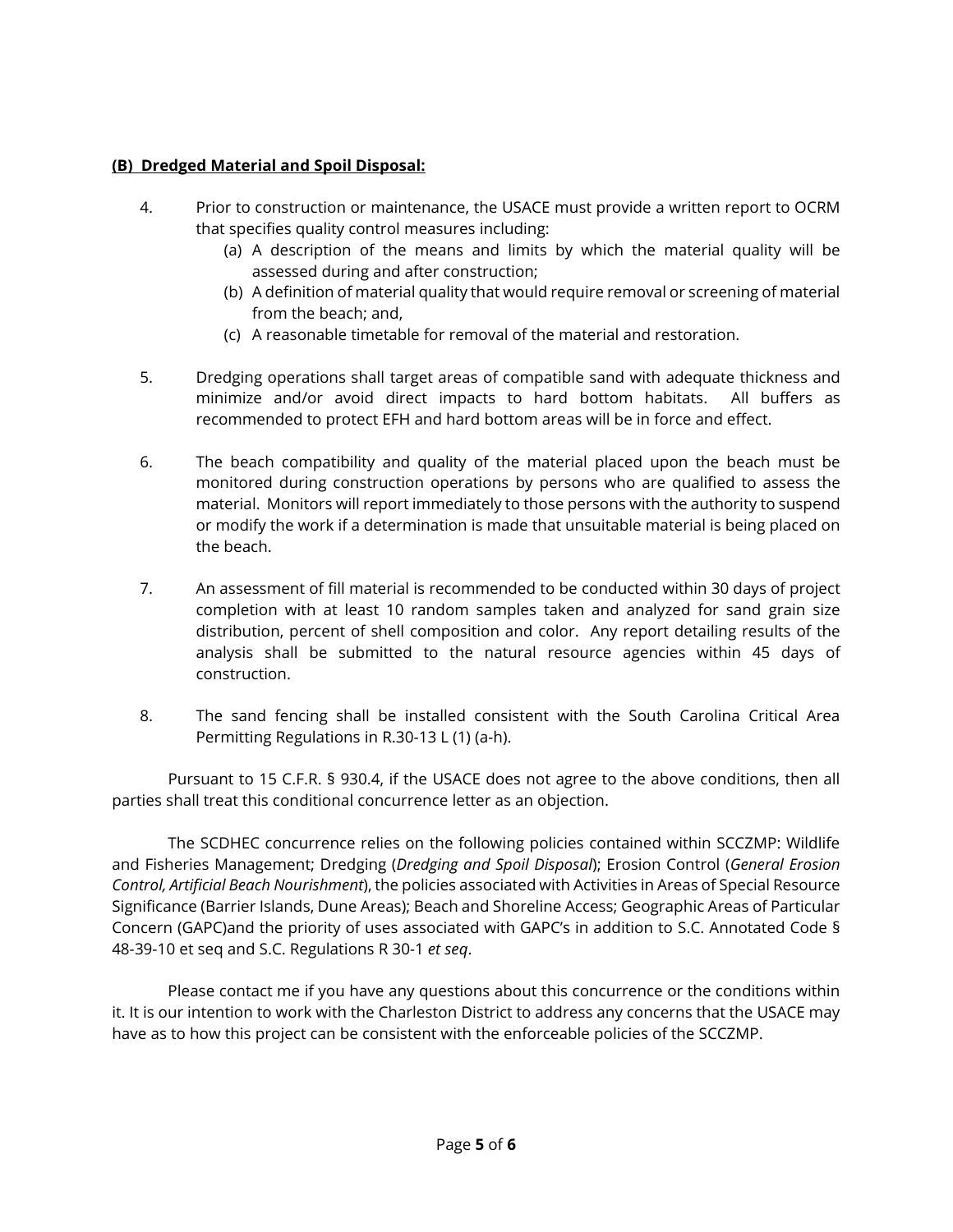**(B) Dredged Material and Spoil Disposal:**

4. Prior to construction or maintenance, the USACE must provide a written report to OCRM that specifies quality control measures including:
   (a) A description of the means and limits by which the material quality will be assessed during and after construction;
   (b) A definition of material quality that would require removal or screening of material from the beach; and,
   (c) A reasonable timetable for removal of the material and restoration.

5. Dredging operations shall target areas of compatible sand with adequate thickness and minimize and/or avoid direct impacts to hard bottom habitats. All buffers as recommended to protect EFH and hard bottom areas will be in force and effect.

6. The beach compatibility and quality of the material placed upon the beach must be monitored during construction operations by persons who are qualified to assess the material. Monitors will report immediately to those persons with the authority to suspend or modify the work if a determination is made that unsuitable material is being placed on the beach.

7. An assessment of fill material is recommended to be conducted within 30 days of project completion with at least 10 random samples taken and analyzed for sand grain size distribution, percent of shell composition and color. Any report detailing results of the analysis shall be submitted to the natural resource agencies within 45 days of construction.

8. The sand fencing shall be installed consistent with the South Carolina Critical Area Permitting Regulations in R.30-13 L (1) (a-h).

Pursuant to 15 C.F.R. § 930.4, if the USACE does not agree to the above conditions, then all parties shall treat this conditional concurrence letter as an objection.

The SCDHEC concurrence relies on the following policies contained within SCCZMP: Wildlife and Fisheries Management; Dredging (*Dredging and Spoil Disposal*); Erosion Control (*General Erosion Control, Artificial Beach Nourishment*), the policies associated with Activities in Areas of Special Resource Significance (Barrier Islands, Dune Areas); Beach and Shoreline Access; Geographic Areas of Particular Concern (GAPC)and the priority of uses associated with GAPC's in addition to S.C. Annotated Code § 48-39-10 et seq and S.C. Regulations R 30-1 *et seq*.

Please contact me if you have any questions about this concurrence or the conditions within it. It is our intention to work with the Charleston District to address any concerns that the USACE may have as to how this project can be consistent with the enforceable policies of the SCCZMP.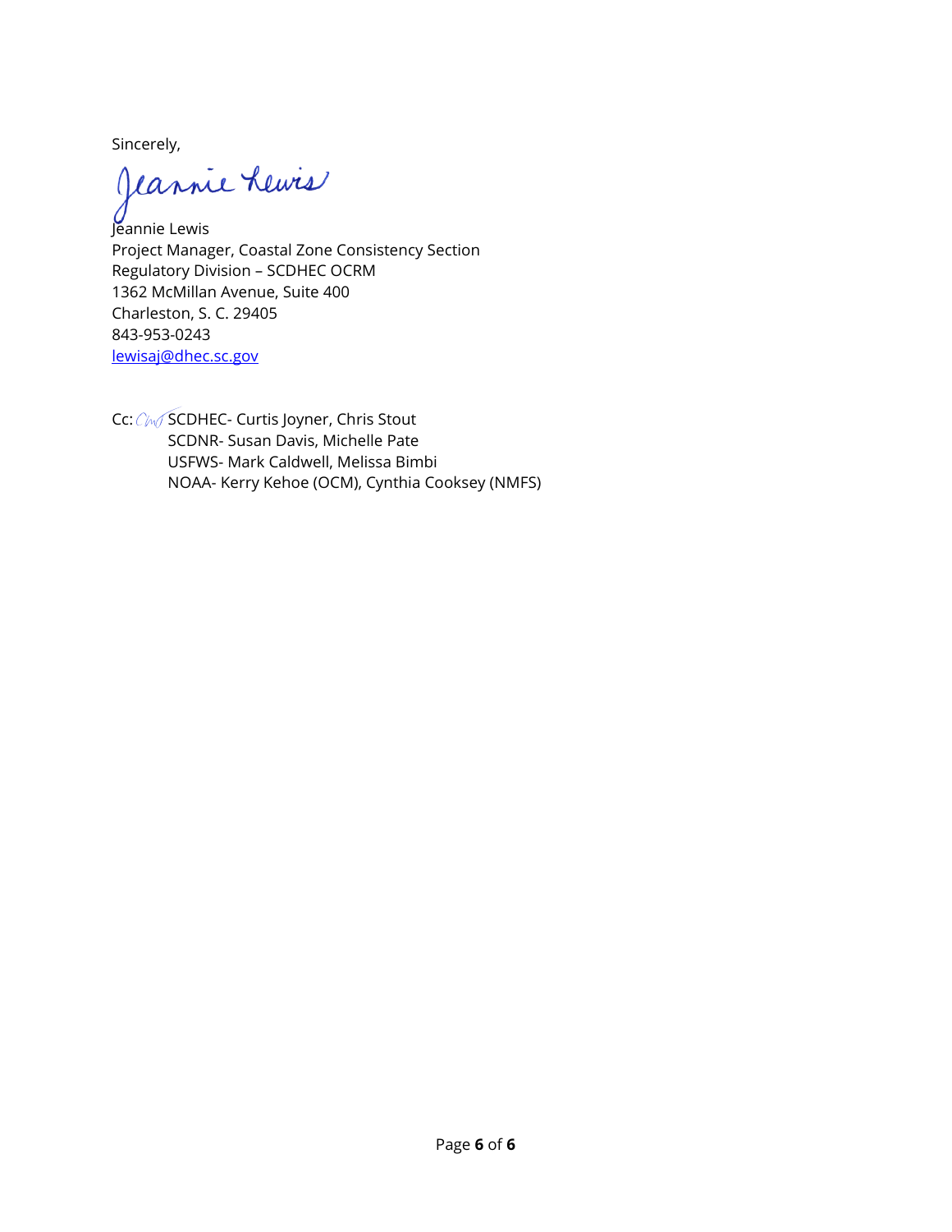Sincerely,

Jeannie Lewis
Project Manager, Coastal Zone Consistency Section
Regulatory Division – SCDHEC OCRM
1362 McMillan Avenue, Suite 400
Charleston, S. C. 29405
843-953-0243
lewisaj@dhec.sc.gov

Cc: SCDHEC- Curtis Joyner, Chris Stout
SCDNR- Susan Davis, Michelle Pate
USFWS- Mark Caldwell, Melissa Bimbi
NOAA- Kerry Kehoe (OCM), Cynthia Cooksey (NMFS)